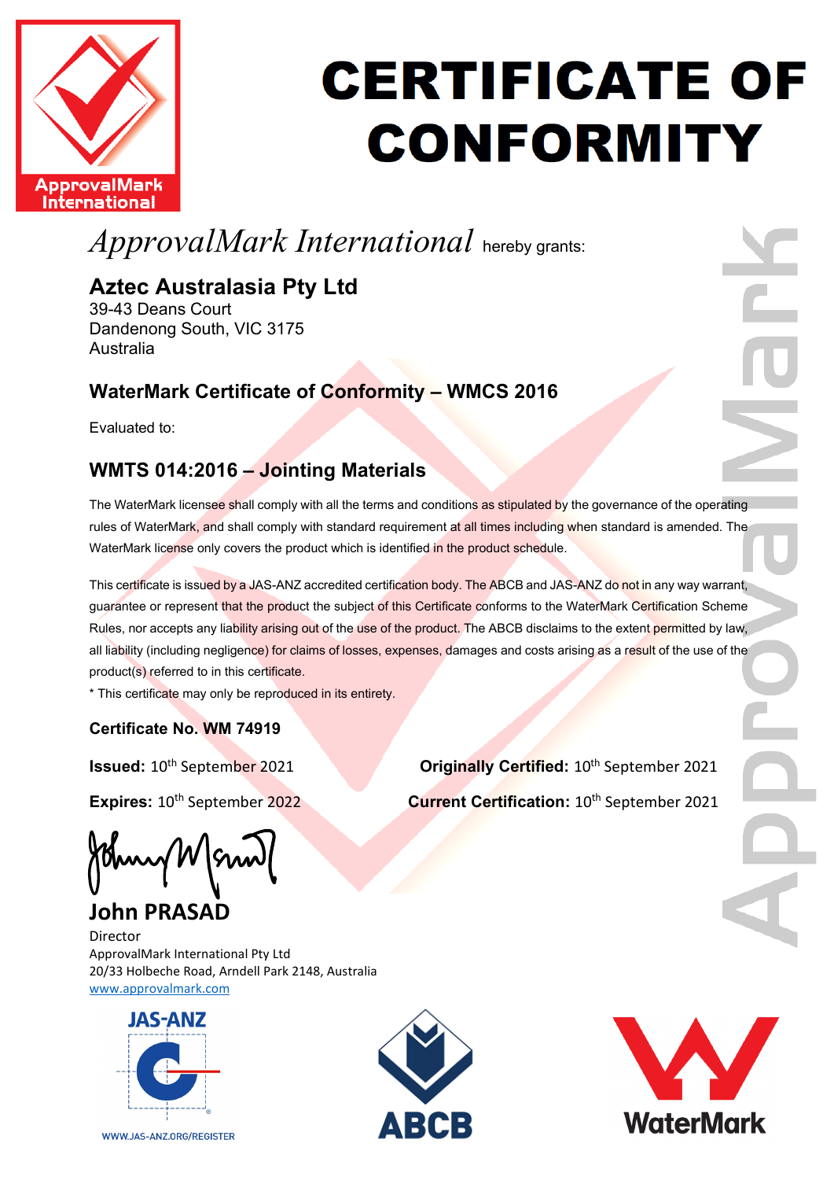# CERTIFICATE OF CONFORMITY

ApprovalMark International

*ApprovalMark International* hereby grants:

## Aztec Australasia Pty Ltd

39-43 Deans Court
Dandenong South, VIC 3175
Australia

## WaterMark Certificate of Conformity – WMCS 2016

Evaluated to:

## WMTS 014:2016 – Jointing Materials

The WaterMark licensee shall comply with all the terms and conditions as stipulated by the governance of the operating rules of WaterMark, and shall comply with standard requirement at all times including when standard is amended. The WaterMark license only covers the product which is identified in the product schedule.

This certificate is issued by a JAS-ANZ accredited certification body. The ABCB and JAS-ANZ do not in any way warrant, guarantee or represent that the product the subject of this Certificate conforms to the WaterMark Certification Scheme Rules, nor accepts any liability arising out of the use of the product. The ABCB disclaims to the extent permitted by law, all liability (including negligence) for claims of losses, expenses, damages and costs arising as a result of the use of the product(s) referred to in this certificate.

* This certificate may only be reproduced in its entirety.

**Certificate No. WM 74919**

**Issued:** 10th September 2021

**Expires:** 10th September 2022

**Originally Certified:** 10th September 2021

**Current Certification:** 10th September 2021

**John PRASAD**
Director
ApprovalMark International Pty Ltd
20/33 Holbeche Road, Arndell Park 2148, Australia
www.approvalmark.com

JAS-ANZ
WWW.JAS-ANZ.ORG/REGISTER

ABCB

WaterMark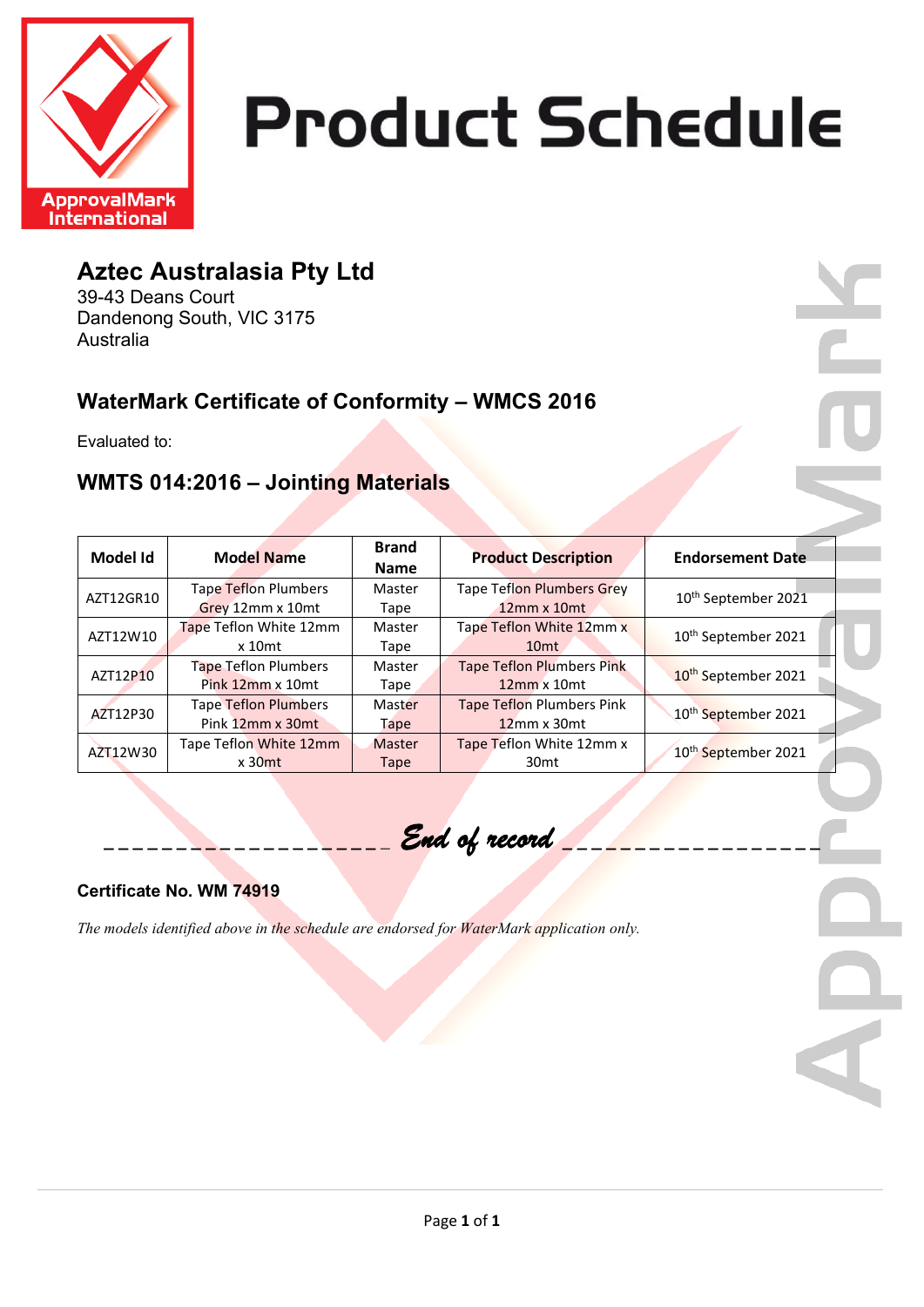# Product Schedule

## Aztec Australasia Pty Ltd

39-43 Deans Court
Dandenong South, VIC 3175
Australia

## WaterMark Certificate of Conformity – WMCS 2016

Evaluated to:

## WMTS 014:2016 – Jointing Materials

| Model Id | Model Name | Brand Name | Product Description | Endorsement Date |
|---|---|---|---|---|
| AZT12GR10 | Tape Teflon Plumbers Grey 12mm x 10mt | Master Tape | Tape Teflon Plumbers Grey 12mm x 10mt | 10th September 2021 |
| AZT12W10 | Tape Teflon White 12mm x 10mt | Master Tape | Tape Teflon White 12mm x 10mt | 10th September 2021 |
| AZT12P10 | Tape Teflon Plumbers Pink 12mm x 10mt | Master Tape | Tape Teflon Plumbers Pink 12mm x 10mt | 10th September 2021 |
| AZT12P30 | Tape Teflon Plumbers Pink 12mm x 30mt | Master Tape | Tape Teflon Plumbers Pink 12mm x 30mt | 10th September 2021 |
| AZT12W30 | Tape Teflon White 12mm x 30mt | Master Tape | Tape Teflon White 12mm x 30mt | 10th September 2021 |

_End of record_

**Certificate No. WM 74919**

*The models identified above in the schedule are endorsed for WaterMark application only.*